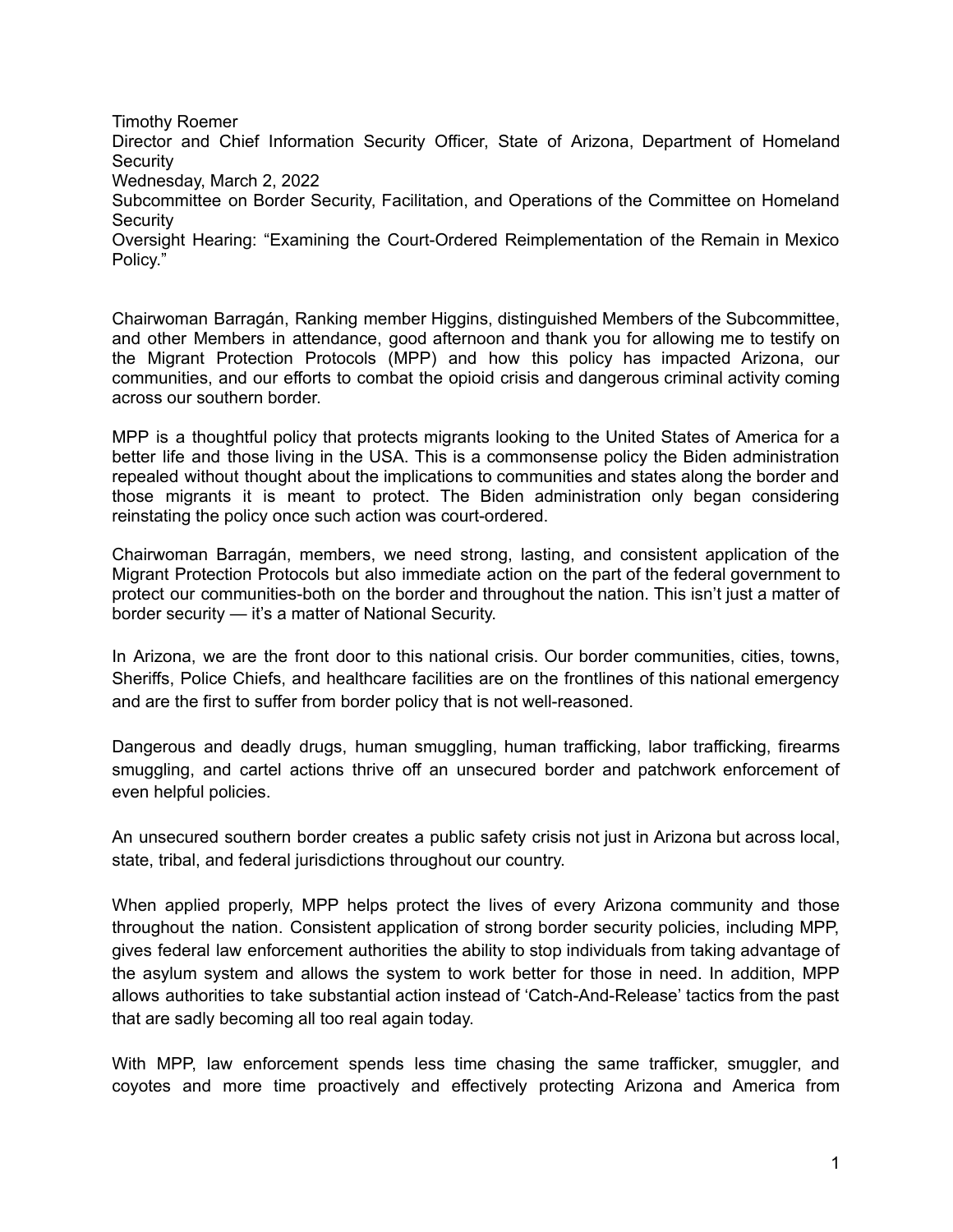Timothy Roemer
Director and Chief Information Security Officer, State of Arizona, Department of Homeland Security
Wednesday, March 2, 2022
Subcommittee on Border Security, Facilitation, and Operations of the Committee on Homeland Security
Oversight Hearing: "Examining the Court-Ordered Reimplementation of the Remain in Mexico Policy."

Chairwoman Barragán, Ranking member Higgins, distinguished Members of the Subcommittee, and other Members in attendance, good afternoon and thank you for allowing me to testify on the Migrant Protection Protocols (MPP) and how this policy has impacted Arizona, our communities, and our efforts to combat the opioid crisis and dangerous criminal activity coming across our southern border.

MPP is a thoughtful policy that protects migrants looking to the United States of America for a better life and those living in the USA. This is a commonsense policy the Biden administration repealed without thought about the implications to communities and states along the border and those migrants it is meant to protect. The Biden administration only began considering reinstating the policy once such action was court-ordered.

Chairwoman Barragán, members, we need strong, lasting, and consistent application of the Migrant Protection Protocols but also immediate action on the part of the federal government to protect our communities-both on the border and throughout the nation. This isn't just a matter of border security — it's a matter of National Security.

In Arizona, we are the front door to this national crisis. Our border communities, cities, towns, Sheriffs, Police Chiefs, and healthcare facilities are on the frontlines of this national emergency and are the first to suffer from border policy that is not well-reasoned.

Dangerous and deadly drugs, human smuggling, human trafficking, labor trafficking, firearms smuggling, and cartel actions thrive off an unsecured border and patchwork enforcement of even helpful policies.

An unsecured southern border creates a public safety crisis not just in Arizona but across local, state, tribal, and federal jurisdictions throughout our country.

When applied properly, MPP helps protect the lives of every Arizona community and those throughout the nation. Consistent application of strong border security policies, including MPP, gives federal law enforcement authorities the ability to stop individuals from taking advantage of the asylum system and allows the system to work better for those in need. In addition, MPP allows authorities to take substantial action instead of 'Catch-And-Release' tactics from the past that are sadly becoming all too real again today.

With MPP, law enforcement spends less time chasing the same trafficker, smuggler, and coyotes and more time proactively and effectively protecting Arizona and America from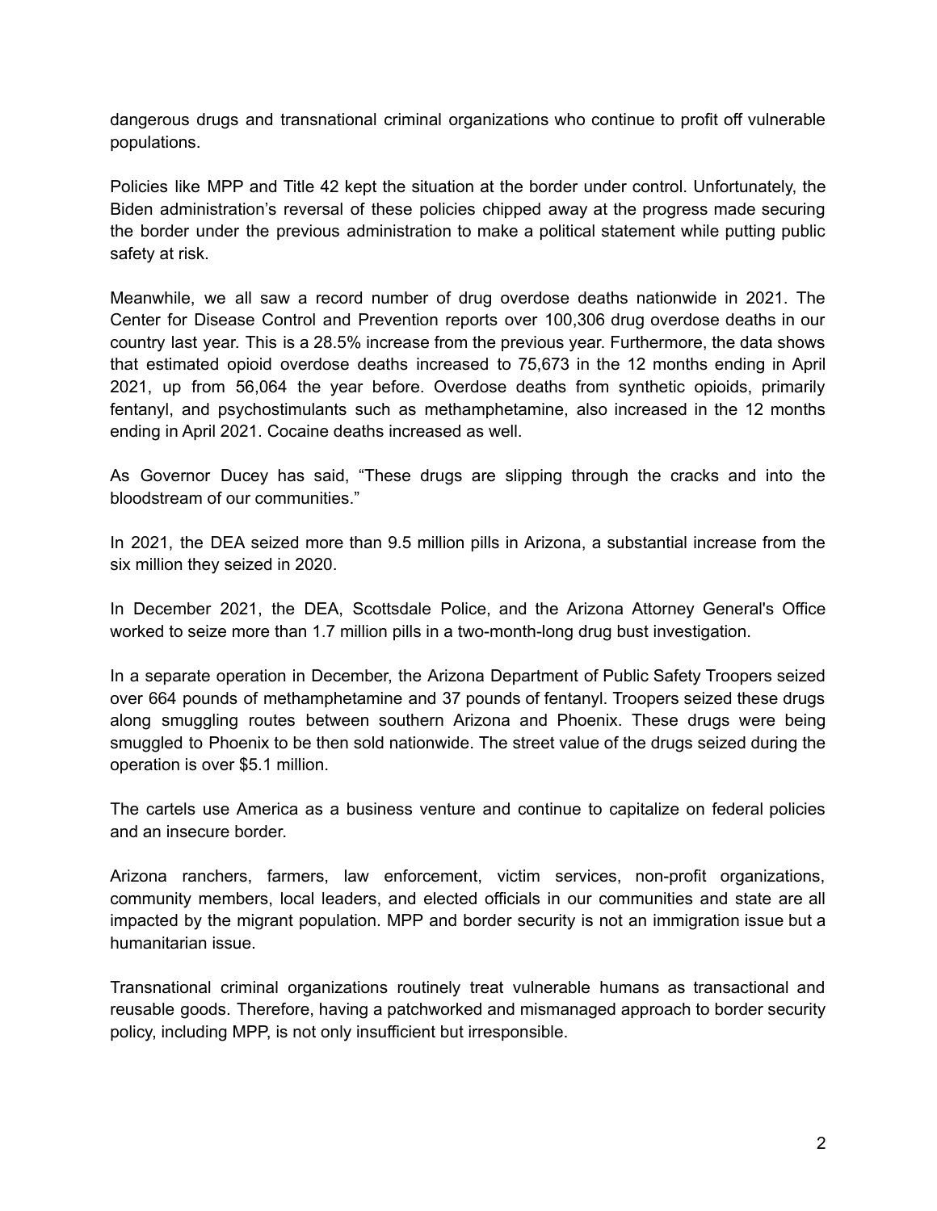dangerous drugs and transnational criminal organizations who continue to profit off vulnerable populations.

Policies like MPP and Title 42 kept the situation at the border under control. Unfortunately, the Biden administration's reversal of these policies chipped away at the progress made securing the border under the previous administration to make a political statement while putting public safety at risk.

Meanwhile, we all saw a record number of drug overdose deaths nationwide in 2021. The Center for Disease Control and Prevention reports over 100,306 drug overdose deaths in our country last year. This is a 28.5% increase from the previous year. Furthermore, the data shows that estimated opioid overdose deaths increased to 75,673 in the 12 months ending in April 2021, up from 56,064 the year before. Overdose deaths from synthetic opioids, primarily fentanyl, and psychostimulants such as methamphetamine, also increased in the 12 months ending in April 2021. Cocaine deaths increased as well.

As Governor Ducey has said, "These drugs are slipping through the cracks and into the bloodstream of our communities."

In 2021, the DEA seized more than 9.5 million pills in Arizona, a substantial increase from the six million they seized in 2020.

In December 2021, the DEA, Scottsdale Police, and the Arizona Attorney General's Office worked to seize more than 1.7 million pills in a two-month-long drug bust investigation.

In a separate operation in December, the Arizona Department of Public Safety Troopers seized over 664 pounds of methamphetamine and 37 pounds of fentanyl. Troopers seized these drugs along smuggling routes between southern Arizona and Phoenix. These drugs were being smuggled to Phoenix to be then sold nationwide. The street value of the drugs seized during the operation is over $5.1 million.

The cartels use America as a business venture and continue to capitalize on federal policies and an insecure border.

Arizona ranchers, farmers, law enforcement, victim services, non-profit organizations, community members, local leaders, and elected officials in our communities and state are all impacted by the migrant population. MPP and border security is not an immigration issue but a humanitarian issue.

Transnational criminal organizations routinely treat vulnerable humans as transactional and reusable goods. Therefore, having a patchworked and mismanaged approach to border security policy, including MPP, is not only insufficient but irresponsible.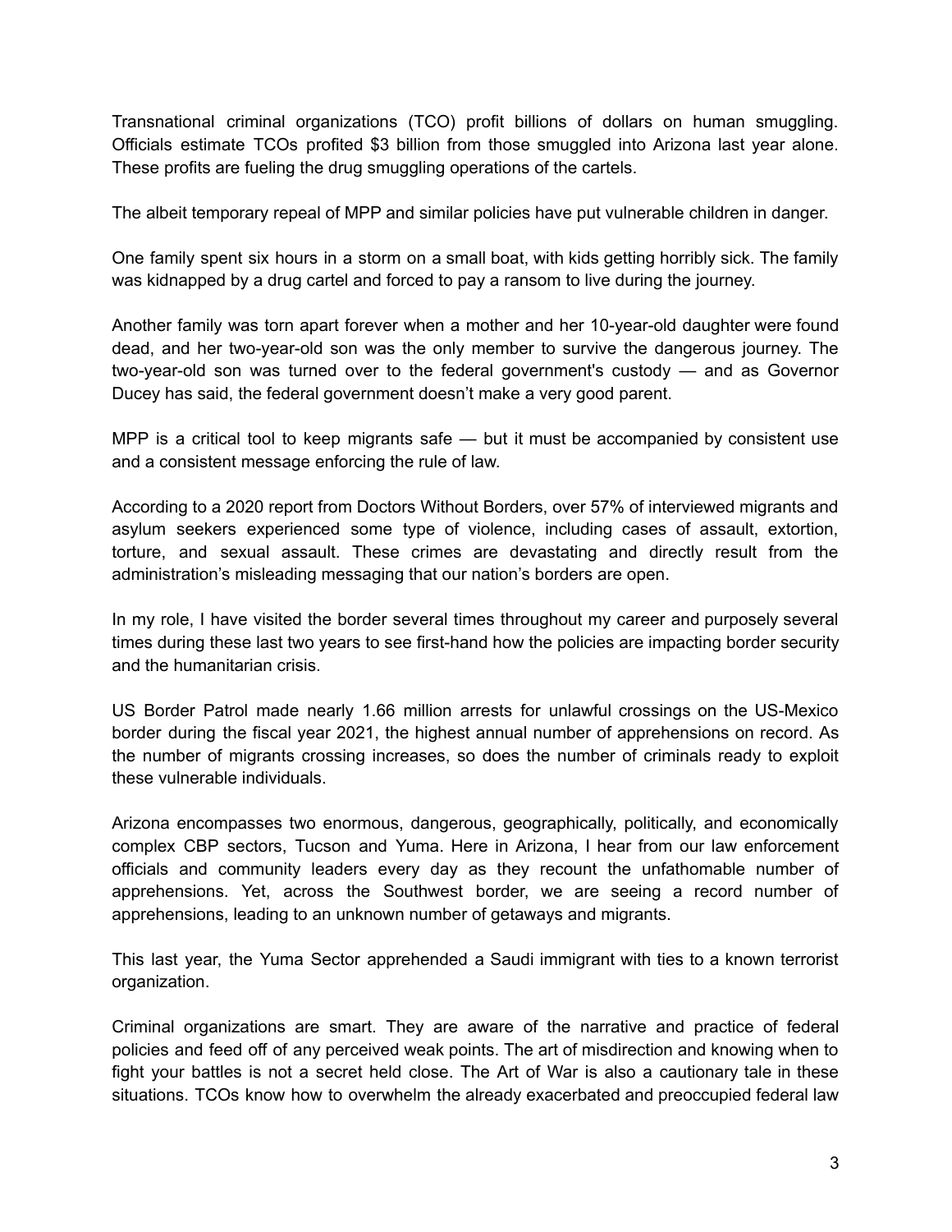Transnational criminal organizations (TCO) profit billions of dollars on human smuggling. Officials estimate TCOs profited $3 billion from those smuggled into Arizona last year alone. These profits are fueling the drug smuggling operations of the cartels.

The albeit temporary repeal of MPP and similar policies have put vulnerable children in danger.

One family spent six hours in a storm on a small boat, with kids getting horribly sick. The family was kidnapped by a drug cartel and forced to pay a ransom to live during the journey.

Another family was torn apart forever when a mother and her 10-year-old daughter were found dead, and her two-year-old son was the only member to survive the dangerous journey. The two-year-old son was turned over to the federal government's custody — and as Governor Ducey has said, the federal government doesn't make a very good parent.

MPP is a critical tool to keep migrants safe — but it must be accompanied by consistent use and a consistent message enforcing the rule of law.

According to a 2020 report from Doctors Without Borders, over 57% of interviewed migrants and asylum seekers experienced some type of violence, including cases of assault, extortion, torture, and sexual assault. These crimes are devastating and directly result from the administration's misleading messaging that our nation's borders are open.

In my role, I have visited the border several times throughout my career and purposely several times during these last two years to see first-hand how the policies are impacting border security and the humanitarian crisis.

US Border Patrol made nearly 1.66 million arrests for unlawful crossings on the US-Mexico border during the fiscal year 2021, the highest annual number of apprehensions on record. As the number of migrants crossing increases, so does the number of criminals ready to exploit these vulnerable individuals.

Arizona encompasses two enormous, dangerous, geographically, politically, and economically complex CBP sectors, Tucson and Yuma. Here in Arizona, I hear from our law enforcement officials and community leaders every day as they recount the unfathomable number of apprehensions. Yet, across the Southwest border, we are seeing a record number of apprehensions, leading to an unknown number of getaways and migrants.

This last year, the Yuma Sector apprehended a Saudi immigrant with ties to a known terrorist organization.

Criminal organizations are smart. They are aware of the narrative and practice of federal policies and feed off of any perceived weak points. The art of misdirection and knowing when to fight your battles is not a secret held close. The Art of War is also a cautionary tale in these situations. TCOs know how to overwhelm the already exacerbated and preoccupied federal law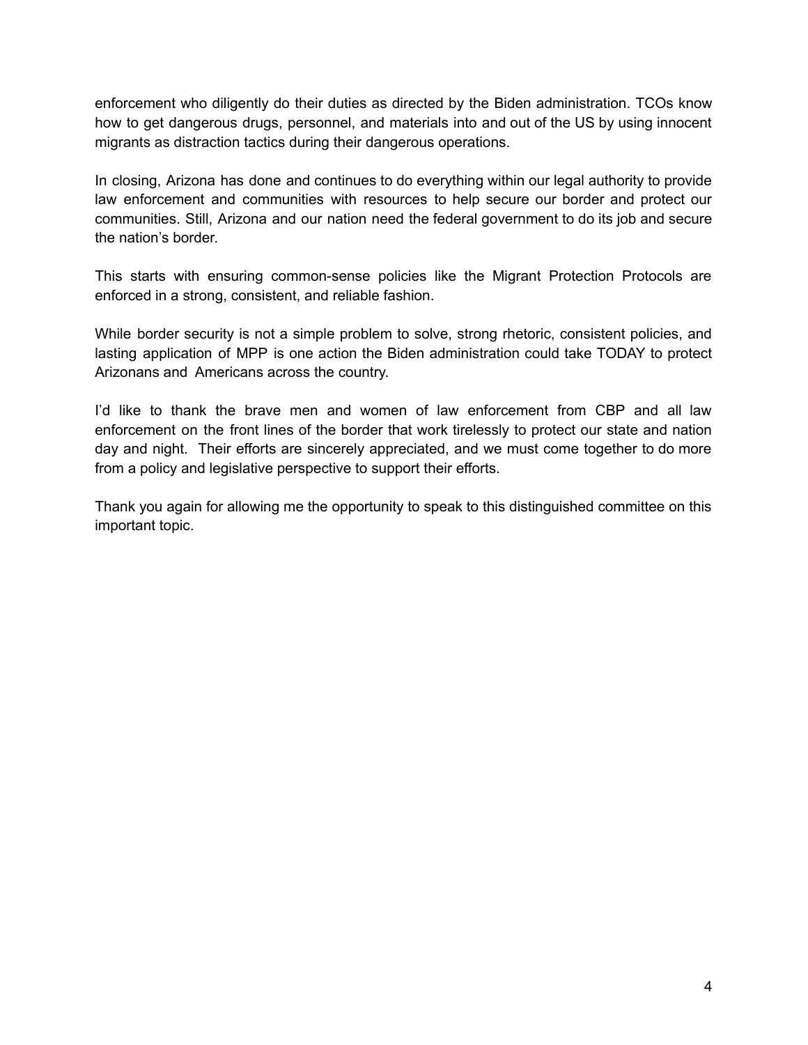enforcement who diligently do their duties as directed by the Biden administration. TCOs know how to get dangerous drugs, personnel, and materials into and out of the US by using innocent migrants as distraction tactics during their dangerous operations.

In closing, Arizona has done and continues to do everything within our legal authority to provide law enforcement and communities with resources to help secure our border and protect our communities. Still, Arizona and our nation need the federal government to do its job and secure the nation's border.

This starts with ensuring common-sense policies like the Migrant Protection Protocols are enforced in a strong, consistent, and reliable fashion.

While border security is not a simple problem to solve, strong rhetoric, consistent policies, and lasting application of MPP is one action the Biden administration could take TODAY to protect Arizonans and Americans across the country.

I'd like to thank the brave men and women of law enforcement from CBP and all law enforcement on the front lines of the border that work tirelessly to protect our state and nation day and night. Their efforts are sincerely appreciated, and we must come together to do more from a policy and legislative perspective to support their efforts.

Thank you again for allowing me the opportunity to speak to this distinguished committee on this important topic.